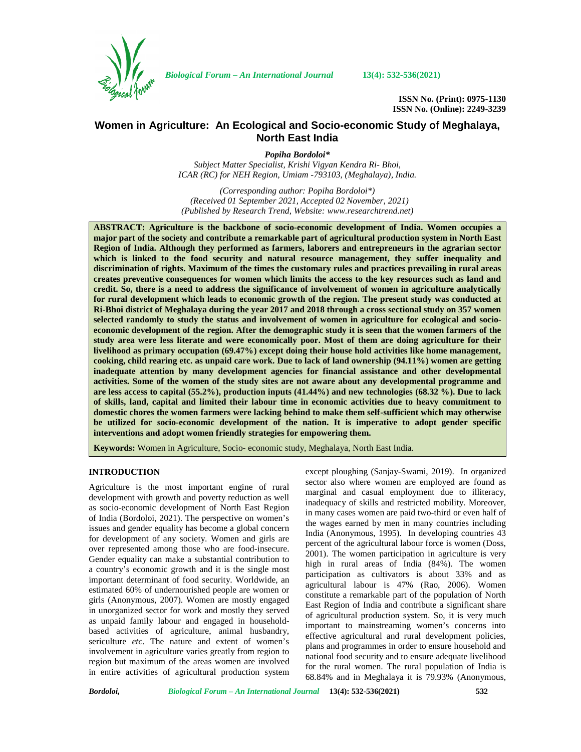# Women in Agriculture: An Ecological and Socio-economic Study of Meghalaya, North East India

***Popiha Bordoloi****

*Subject Matter Specialist, Krishi Vigyan Kendra Ri- Bhoi, ICAR (RC) for NEH Region, Umiam -793103, (Meghalaya), India.*

*(Corresponding author: Popiha Bordoloi*)*
*(Received 01 September 2021, Accepted 02 November, 2021)*
*(Published by Research Trend, Website: www.researchtrend.net)*

**ABSTRACT: Agriculture is the backbone of socio-economic development of India. Women occupies a major part of the society and contribute a remarkable part of agricultural production system in North East Region of India. Although they performed as farmers, laborers and entrepreneurs in the agrarian sector which is linked to the food security and natural resource management, they suffer inequality and discrimination of rights. Maximum of the times the customary rules and practices prevailing in rural areas creates preventive consequences for women which limits the access to the key resources such as land and credit. So, there is a need to address the significance of involvement of women in agriculture analytically for rural development which leads to economic growth of the region. The present study was conducted at Ri-Bhoi district of Meghalaya during the year 2017 and 2018 through a cross sectional study on 357 women selected randomly to study the status and involvement of women in agriculture for ecological and socio-economic development of the region. After the demographic study it is seen that the women farmers of the study area were less literate and were economically poor. Most of them are doing agriculture for their livelihood as primary occupation (69.47%) except doing their house hold activities like home management, cooking, child rearing etc. as unpaid care work. Due to lack of land ownership (94.11%) women are getting inadequate attention by many development agencies for financial assistance and other developmental activities. Some of the women of the study sites are not aware about any developmental programme and are less access to capital (55.2%), production inputs (41.44%) and new technologies (68.32 %). Due to lack of skills, land, capital and limited their labour time in economic activities due to heavy commitment to domestic chores the women farmers were lacking behind to make them self-sufficient which may otherwise be utilized for socio-economic development of the nation. It is imperative to adopt gender specific interventions and adopt women friendly strategies for empowering them.**

**Keywords:** Women in Agriculture, Socio- economic study, Meghalaya, North East India.

## INTRODUCTION

Agriculture is the most important engine of rural development with growth and poverty reduction as well as socio-economic development of North East Region of India (Bordoloi, 2021). The perspective on women's issues and gender equality has become a global concern for development of any society. Women and girls are over represented among those who are food-insecure. Gender equality can make a substantial contribution to a country's economic growth and it is the single most important determinant of food security. Worldwide, an estimated 60% of undernourished people are women or girls (Anonymous, 2007). Women are mostly engaged in unorganized sector for work and mostly they served as unpaid family labour and engaged in household-based activities of agriculture, animal husbandry, sericulture *etc*. The nature and extent of women's involvement in agriculture varies greatly from region to region but maximum of the areas women are involved in entire activities of agricultural production system except ploughing (Sanjay-Swami, 2019). In organized sector also where women are employed are found as marginal and casual employment due to illiteracy, inadequacy of skills and restricted mobility. Moreover, in many cases women are paid two-third or even half of the wages earned by men in many countries including India (Anonymous, 1995). In developing countries 43 percent of the agricultural labour force is women (Doss, 2001). The women participation in agriculture is very high in rural areas of India (84%). The women participation as cultivators is about 33% and as agricultural labour is 47% (Rao, 2006). Women constitute a remarkable part of the population of North East Region of India and contribute a significant share of agricultural production system. So, it is very much important to mainstreaming women's concerns into effective agricultural and rural development policies, plans and programmes in order to ensure household and national food security and to ensure adequate livelihood for the rural women. The rural population of India is 68.84% and in Meghalaya it is 79.93% (Anonymous,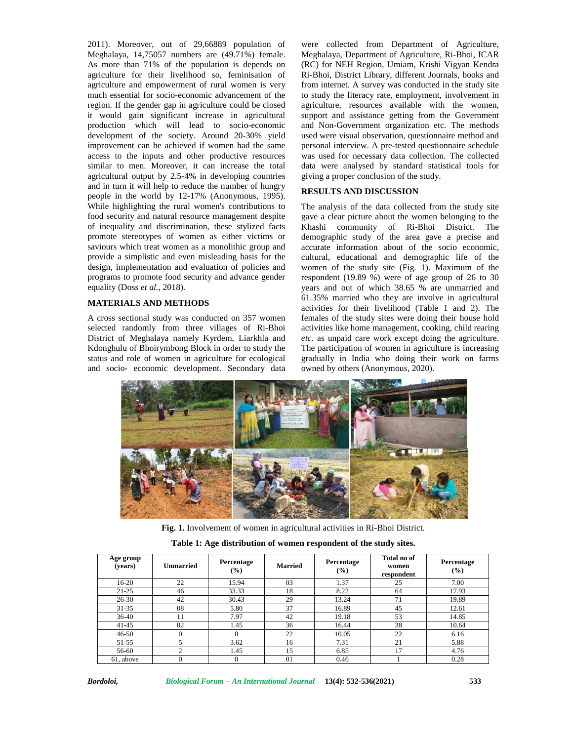2011). Moreover, out of 29,66889 population of Meghalaya, 14,75057 numbers are (49.71%) female. As more than 71% of the population is depends on agriculture for their livelihood so, feminisation of agriculture and empowerment of rural women is very much essential for socio-economic advancement of the region. If the gender gap in agriculture could be closed it would gain significant increase in agricultural production which will lead to socio-economic development of the society. Around 20-30% yield improvement can be achieved if women had the same access to the inputs and other productive resources similar to men. Moreover, it can increase the total agricultural output by 2.5-4% in developing countries and in turn it will help to reduce the number of hungry people in the world by 12-17% (Anonymous, 1995). While highlighting the rural women's contributions to food security and natural resource management despite of inequality and discrimination, these stylized facts promote stereotypes of women as either victims or saviours which treat women as a monolithic group and provide a simplistic and even misleading basis for the design, implementation and evaluation of policies and programs to promote food security and advance gender equality (Doss *et al.*, 2018).

## MATERIALS AND METHODS

A cross sectional study was conducted on 357 women selected randomly from three villages of Ri-Bhoi District of Meghalaya namely Kyrdem, Liarkhla and Kdonghulu of Bhoirymbong Block in order to study the status and role of women in agriculture for ecological and socio- economic development. Secondary data were collected from Department of Agriculture, Meghalaya, Department of Agriculture, Ri-Bhoi, ICAR (RC) for NEH Region, Umiam, Krishi Vigyan Kendra Ri-Bhoi, District Library, different Journals, books and from internet. A survey was conducted in the study site to study the literacy rate, employment, involvement in agriculture, resources available with the women, support and assistance getting from the Government and Non-Government organization etc. The methods used were visual observation, questionnaire method and personal interview. A pre-tested questionnaire schedule was used for necessary data collection. The collected data were analysed by standard statistical tools for giving a proper conclusion of the study.

## RESULTS AND DISCUSSION

The analysis of the data collected from the study site gave a clear picture about the women belonging to the Khashi community of Ri-Bhoi District. The demographic study of the area gave a precise and accurate information about the socio economic, cultural, educational and demographic life of the women of the study site (Fig. 1). Maximum of the respondent (19.89 %) were of age group of 26 to 30 years and out of which 38.65 % are unmarried and 61.35% married who they are involve in agricultural activities for their livelihood (Table 1 and 2). The females of the study sites were doing their house hold activities like home management, cooking, child rearing *etc.* as unpaid care work except doing the agriculture. The participation of women in agriculture is increasing gradually in India who doing their work on farms owned by others (Anonymous, 2020).

**Fig. 1.** Involvement of women in agricultural activities in Ri-Bhoi District.

**Table 1: Age distribution of women respondent of the study sites.**

| Age group (years) | Unmarried | Percentage (%) | Married | Percentage (%) | Total no of women respondent | Percentage (%) |
|---|---|---|---|---|---|---|
| 16-20 | 22 | 15.94 | 03 | 1.37 | 25 | 7.00 |
| 21-25 | 46 | 33.33 | 18 | 8.22 | 64 | 17.93 |
| 26-30 | 42 | 30.43 | 29 | 13.24 | 71 | 19.89 |
| 31-35 | 08 | 5.80 | 37 | 16.89 | 45 | 12.61 |
| 36-40 | 11 | 7.97 | 42 | 19.18 | 53 | 14.85 |
| 41-45 | 02 | 1.45 | 36 | 16.44 | 38 | 10.64 |
| 46-50 | 0 | 0 | 22 | 10.05 | 22 | 6.16 |
| 51-55 | 5 | 3.62 | 16 | 7.31 | 21 | 5.88 |
| 56-60 | 2 | 1.45 | 15 | 6.85 | 17 | 4.76 |
| 61, above | 0 | 0 | 01 | 0.46 | 1 | 0.28 |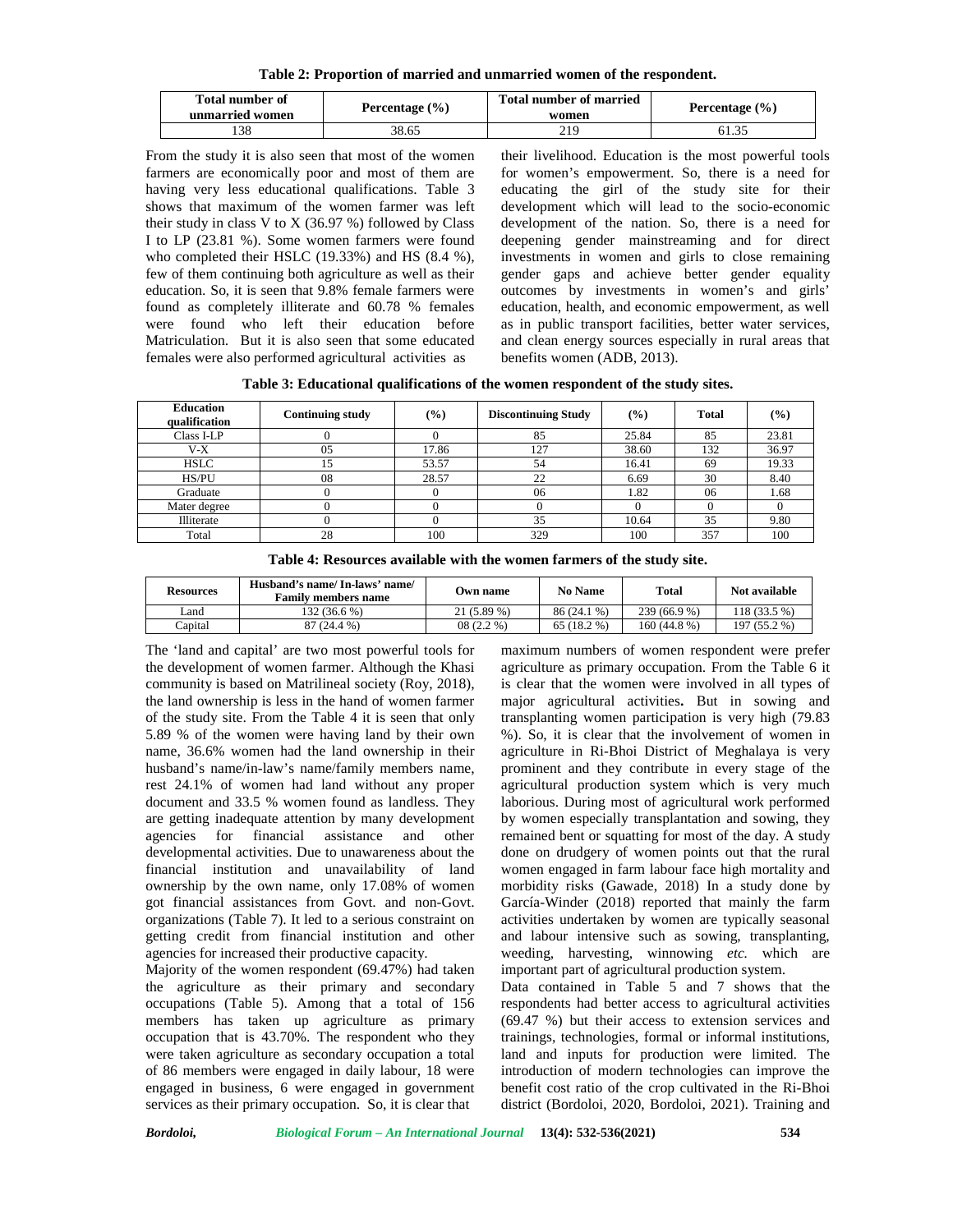**Table 2: Proportion of married and unmarried women of the respondent.**

| Total number of unmarried women | Percentage (%) | Total number of married women | Percentage (%) |
|---|---|---|---|
| 138 | 38.65 | 219 | 61.35 |

From the study it is also seen that most of the women farmers are economically poor and most of them are having very less educational qualifications. Table 3 shows that maximum of the women farmer was left their study in class V to X (36.97 %) followed by Class I to LP (23.81 %). Some women farmers were found who completed their HSLC (19.33%) and HS (8.4 %), few of them continuing both agriculture as well as their education. So, it is seen that 9.8% female farmers were found as completely illiterate and 60.78 % females were found who left their education before Matriculation. But it is also seen that some educated females were also performed agricultural activities as their livelihood. Education is the most powerful tools for women's empowerment. So, there is a need for educating the girl of the study site for their development which will lead to the socio-economic development of the nation. So, there is a need for deepening gender mainstreaming and for direct investments in women and girls to close remaining gender gaps and achieve better gender equality outcomes by investments in women's and girls' education, health, and economic empowerment, as well as in public transport facilities, better water services, and clean energy sources especially in rural areas that benefits women (ADB, 2013).

**Table 3: Educational qualifications of the women respondent of the study sites.**

| Education qualification | Continuing study | (%) | Discontinuing Study | (%) | Total | (%) |
|---|---|---|---|---|---|---|
| Class I-LP | 0 | 0 | 85 | 25.84 | 85 | 23.81 |
| V-X | 05 | 17.86 | 127 | 38.60 | 132 | 36.97 |
| HSLC | 15 | 53.57 | 54 | 16.41 | 69 | 19.33 |
| HS/PU | 08 | 28.57 | 22 | 6.69 | 30 | 8.40 |
| Graduate | 0 | 0 | 06 | 1.82 | 06 | 1.68 |
| Mater degree | 0 | 0 | 0 | 0 | 0 | 0 |
| Illiterate | 0 | 0 | 35 | 10.64 | 35 | 9.80 |
| Total | 28 | 100 | 329 | 100 | 357 | 100 |

**Table 4: Resources available with the women farmers of the study site.**

| Resources | Husband's name/ In-laws' name/ Family members name | Own name | No Name | Total | Not available |
|---|---|---|---|---|---|
| Land | 132 (36.6 %) | 21 (5.89 %) | 86 (24.1 %) | 239 (66.9 %) | 118 (33.5 %) |
| Capital | 87 (24.4 %) | 08 (2.2 %) | 65 (18.2 %) | 160 (44.8 %) | 197 (55.2 %) |

The 'land and capital' are two most powerful tools for the development of women farmer. Although the Khasi community is based on Matrilineal society (Roy, 2018), the land ownership is less in the hand of women farmer of the study site. From the Table 4 it is seen that only 5.89 % of the women were having land by their own name, 36.6% women had the land ownership in their husband's name/in-law's name/family members name, rest 24.1% of women had land without any proper document and 33.5 % women found as landless. They are getting inadequate attention by many development agencies for financial assistance and other developmental activities. Due to unawareness about the financial institution and unavailability of land ownership by the own name, only 17.08% of women got financial assistances from Govt. and non-Govt. organizations (Table 7). It led to a serious constraint on getting credit from financial institution and other agencies for increased their productive capacity.

Majority of the women respondent (69.47%) had taken the agriculture as their primary and secondary occupations (Table 5). Among that a total of 156 members has taken up agriculture as primary occupation that is 43.70%. The respondent who they were taken agriculture as secondary occupation a total of 86 members were engaged in daily labour, 18 were engaged in business, 6 were engaged in government services as their primary occupation. So, it is clear that maximum numbers of women respondent were prefer agriculture as primary occupation. From the Table 6 it is clear that the women were involved in all types of major agricultural activities**.** But in sowing and transplanting women participation is very high (79.83 %). So, it is clear that the involvement of women in agriculture in Ri-Bhoi District of Meghalaya is very prominent and they contribute in every stage of the agricultural production system which is very much laborious. During most of agricultural work performed by women especially transplantation and sowing, they remained bent or squatting for most of the day. A study done on drudgery of women points out that the rural women engaged in farm labour face high mortality and morbidity risks (Gawade, 2018) In a study done by García-Winder (2018) reported that mainly the farm activities undertaken by women are typically seasonal and labour intensive such as sowing, transplanting, weeding, harvesting, winnowing *etc.* which are important part of agricultural production system.

Data contained in Table 5 and 7 shows that the respondents had better access to agricultural activities (69.47 %) but their access to extension services and trainings, technologies, formal or informal institutions, land and inputs for production were limited. The introduction of modern technologies can improve the benefit cost ratio of the crop cultivated in the Ri-Bhoi district (Bordoloi, 2020, Bordoloi, 2021). Training and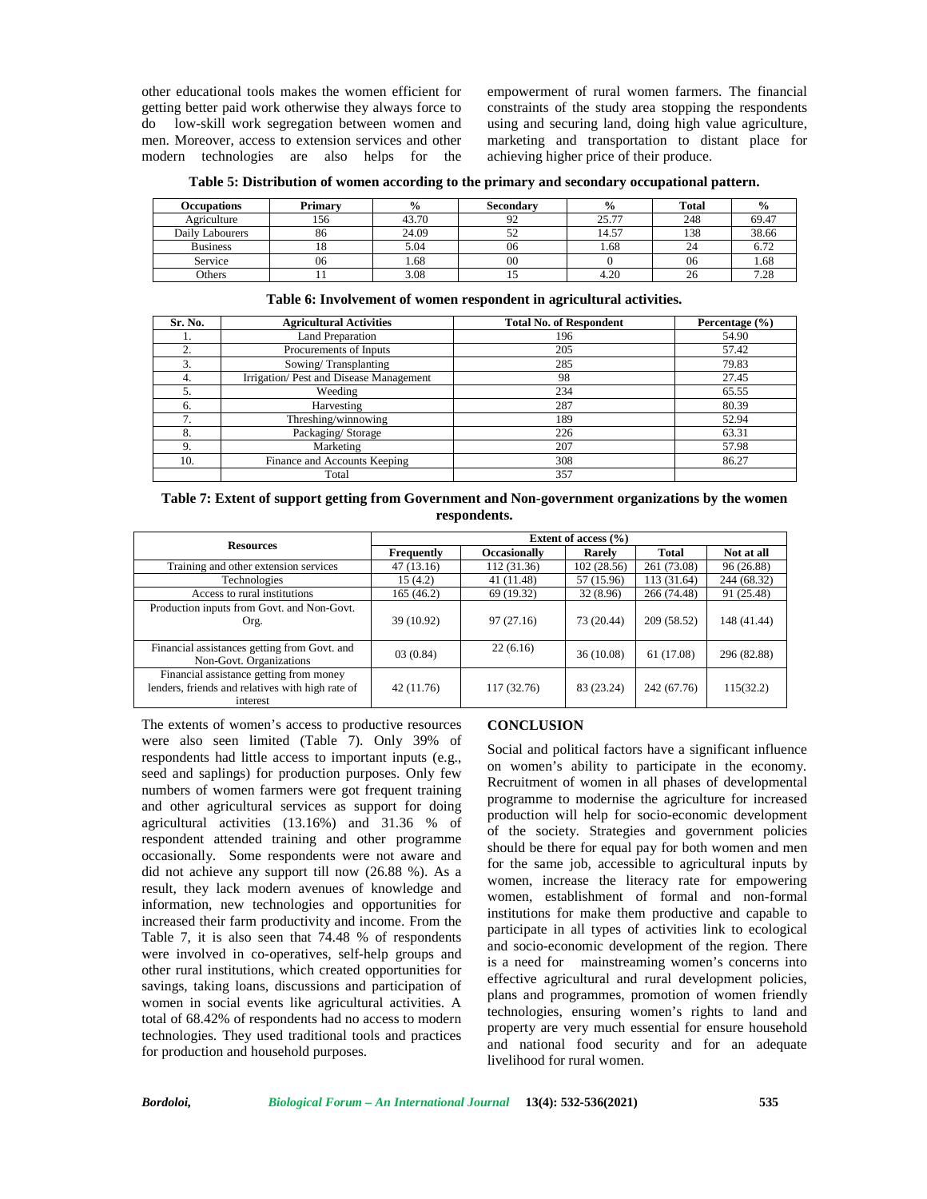other educational tools makes the women efficient for getting better paid work otherwise they always force to do low-skill work segregation between women and men. Moreover, access to extension services and other modern technologies are also helps for the empowerment of rural women farmers. The financial constraints of the study area stopping the respondents using and securing land, doing high value agriculture, marketing and transportation to distant place for achieving higher price of their produce.

**Table 5: Distribution of women according to the primary and secondary occupational pattern.**

| Occupations | Primary | % | Secondary | % | Total | % |
|---|---|---|---|---|---|---|
| Agriculture | 156 | 43.70 | 92 | 25.77 | 248 | 69.47 |
| Daily Labourers | 86 | 24.09 | 52 | 14.57 | 138 | 38.66 |
| Business | 18 | 5.04 | 06 | 1.68 | 24 | 6.72 |
| Service | 06 | 1.68 | 00 | 0 | 06 | 1.68 |
| Others | 11 | 3.08 | 15 | 4.20 | 26 | 7.28 |

**Table 6: Involvement of women respondent in agricultural activities.**

| Sr. No. | Agricultural Activities | Total No. of Respondent | Percentage (%) |
|---|---|---|---|
| 1. | Land Preparation | 196 | 54.90 |
| 2. | Procurements of Inputs | 205 | 57.42 |
| 3. | Sowing/ Transplanting | 285 | 79.83 |
| 4. | Irrigation/ Pest and Disease Management | 98 | 27.45 |
| 5. | Weeding | 234 | 65.55 |
| 6. | Harvesting | 287 | 80.39 |
| 7. | Threshing/winnowing | 189 | 52.94 |
| 8. | Packaging/ Storage | 226 | 63.31 |
| 9. | Marketing | 207 | 57.98 |
| 10. | Finance and Accounts Keeping | 308 | 86.27 |
| | Total | 357 | |

**Table 7: Extent of support getting from Government and Non-government organizations by the women respondents.**

| Resources | Extent of access (%) | | | | |
|---|---|---|---|---|---|
| | Frequently | Occasionally | Rarely | Total | Not at all |
| Training and other extension services | 47 (13.16) | 112 (31.36) | 102 (28.56) | 261 (73.08) | 96 (26.88) |
| Technologies | 15 (4.2) | 41 (11.48) | 57 (15.96) | 113 (31.64) | 244 (68.32) |
| Access to rural institutions | 165 (46.2) | 69 (19.32) | 32 (8.96) | 266 (74.48) | 91 (25.48) |
| Production inputs from Govt. and Non-Govt. Org. | 39 (10.92) | 97 (27.16) | 73 (20.44) | 209 (58.52) | 148 (41.44) |
| Financial assistances getting from Govt. and Non-Govt. Organizations | 03 (0.84) | 22 (6.16) | 36 (10.08) | 61 (17.08) | 296 (82.88) |
| Financial assistance getting from money lenders, friends and relatives with high rate of interest | 42 (11.76) | 117 (32.76) | 83 (23.24) | 242 (67.76) | 115(32.2) |

The extents of women's access to productive resources were also seen limited (Table 7). Only 39% of respondents had little access to important inputs (e.g., seed and saplings) for production purposes. Only few numbers of women farmers were got frequent training and other agricultural services as support for doing agricultural activities (13.16%) and 31.36 % of respondent attended training and other programme occasionally. Some respondents were not aware and did not achieve any support till now (26.88 %). As a result, they lack modern avenues of knowledge and information, new technologies and opportunities for increased their farm productivity and income. From the Table 7, it is also seen that 74.48 % of respondents were involved in co-operatives, self-help groups and other rural institutions, which created opportunities for savings, taking loans, discussions and participation of women in social events like agricultural activities. A total of 68.42% of respondents had no access to modern technologies. They used traditional tools and practices for production and household purposes.

## CONCLUSION

Social and political factors have a significant influence on women's ability to participate in the economy. Recruitment of women in all phases of developmental programme to modernise the agriculture for increased production will help for socio-economic development of the society. Strategies and government policies should be there for equal pay for both women and men for the same job, accessible to agricultural inputs by women, increase the literacy rate for empowering women, establishment of formal and non-formal institutions for make them productive and capable to participate in all types of activities link to ecological and socio-economic development of the region. There is a need for mainstreaming women's concerns into effective agricultural and rural development policies, plans and programmes, promotion of women friendly technologies, ensuring women's rights to land and property are very much essential for ensure household and national food security and for an adequate livelihood for rural women.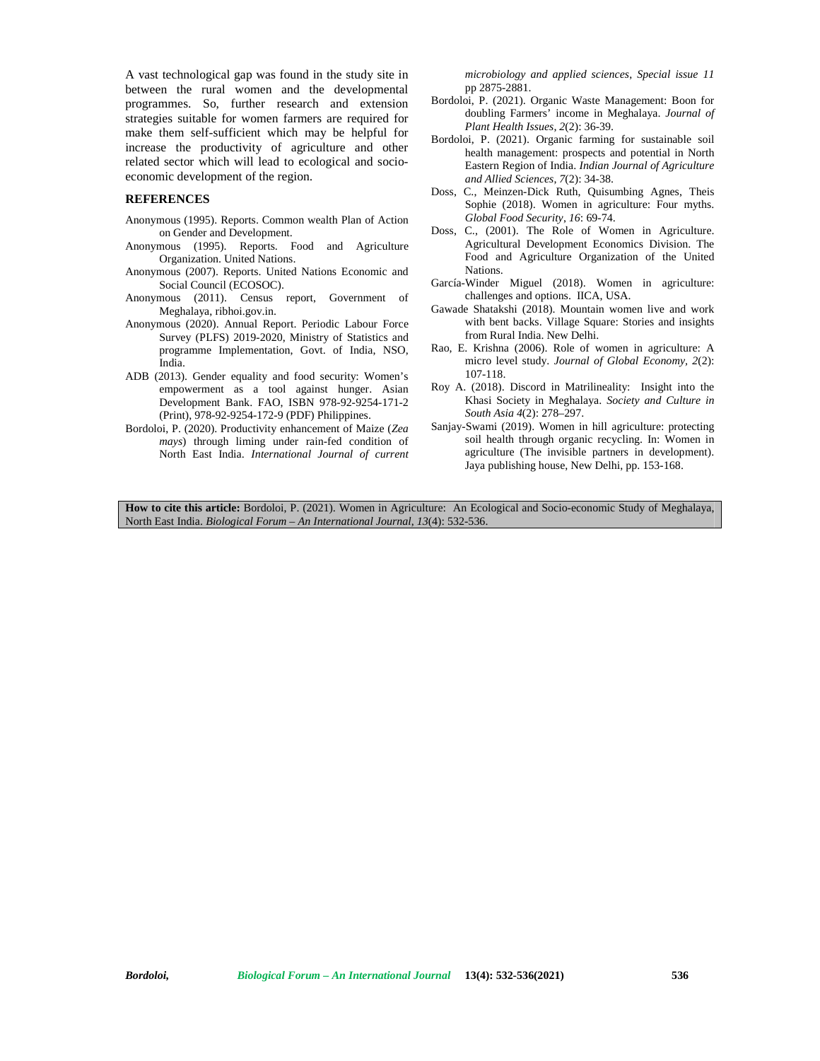A vast technological gap was found in the study site in between the rural women and the developmental programmes. So, further research and extension strategies suitable for women farmers are required for make them self-sufficient which may be helpful for increase the productivity of agriculture and other related sector which will lead to ecological and socio-economic development of the region.

## REFERENCES

Anonymous (1995). Reports. Common wealth Plan of Action on Gender and Development.

Anonymous (1995). Reports. Food and Agriculture Organization. United Nations.

Anonymous (2007). Reports. United Nations Economic and Social Council (ECOSOC).

Anonymous (2011). Census report, Government of Meghalaya, ribhoi.gov.in.

Anonymous (2020). Annual Report. Periodic Labour Force Survey (PLFS) 2019-2020, Ministry of Statistics and programme Implementation, Govt. of India, NSO, India.

ADB (2013). Gender equality and food security: Women's empowerment as a tool against hunger. Asian Development Bank. FAO, ISBN 978-92-9254-171-2 (Print), 978-92-9254-172-9 (PDF) Philippines.

Bordoloi, P. (2020). Productivity enhancement of Maize (*Zea mays*) through liming under rain-fed condition of North East India. *International Journal of current microbiology and applied sciences, Special issue 11* pp 2875-2881.

Bordoloi, P. (2021). Organic Waste Management: Boon for doubling Farmers' income in Meghalaya. *Journal of Plant Health Issues*, *2*(2): 36-39.

Bordoloi, P. (2021). Organic farming for sustainable soil health management: prospects and potential in North Eastern Region of India. *Indian Journal of Agriculture and Allied Sciences*, *7*(2): 34-38.

Doss, C., Meinzen-Dick Ruth, Quisumbing Agnes, Theis Sophie (2018). Women in agriculture: Four myths. *Global Food Security*, *16*: 69-74.

Doss, C., (2001). The Role of Women in Agriculture. Agricultural Development Economics Division. The Food and Agriculture Organization of the United Nations.

García-Winder Miguel (2018). Women in agriculture: challenges and options. IICA, USA.

Gawade Shatakshi (2018). Mountain women live and work with bent backs. Village Square: Stories and insights from Rural India. New Delhi.

Rao, E. Krishna (2006). Role of women in agriculture: A micro level study. *Journal of Global Economy*, *2*(2): 107-118.

Roy A. (2018). Discord in Matrilineality: Insight into the Khasi Society in Meghalaya. *Society and Culture in South Asia 4*(2): 278–297.

Sanjay-Swami (2019). Women in hill agriculture: protecting soil health through organic recycling. In: Women in agriculture (The invisible partners in development). Jaya publishing house, New Delhi, pp. 153-168.

**How to cite this article:** Bordoloi, P. (2021). Women in Agriculture: An Ecological and Socio-economic Study of Meghalaya, North East India. *Biological Forum – An International Journal*, *13*(4): 532-536.